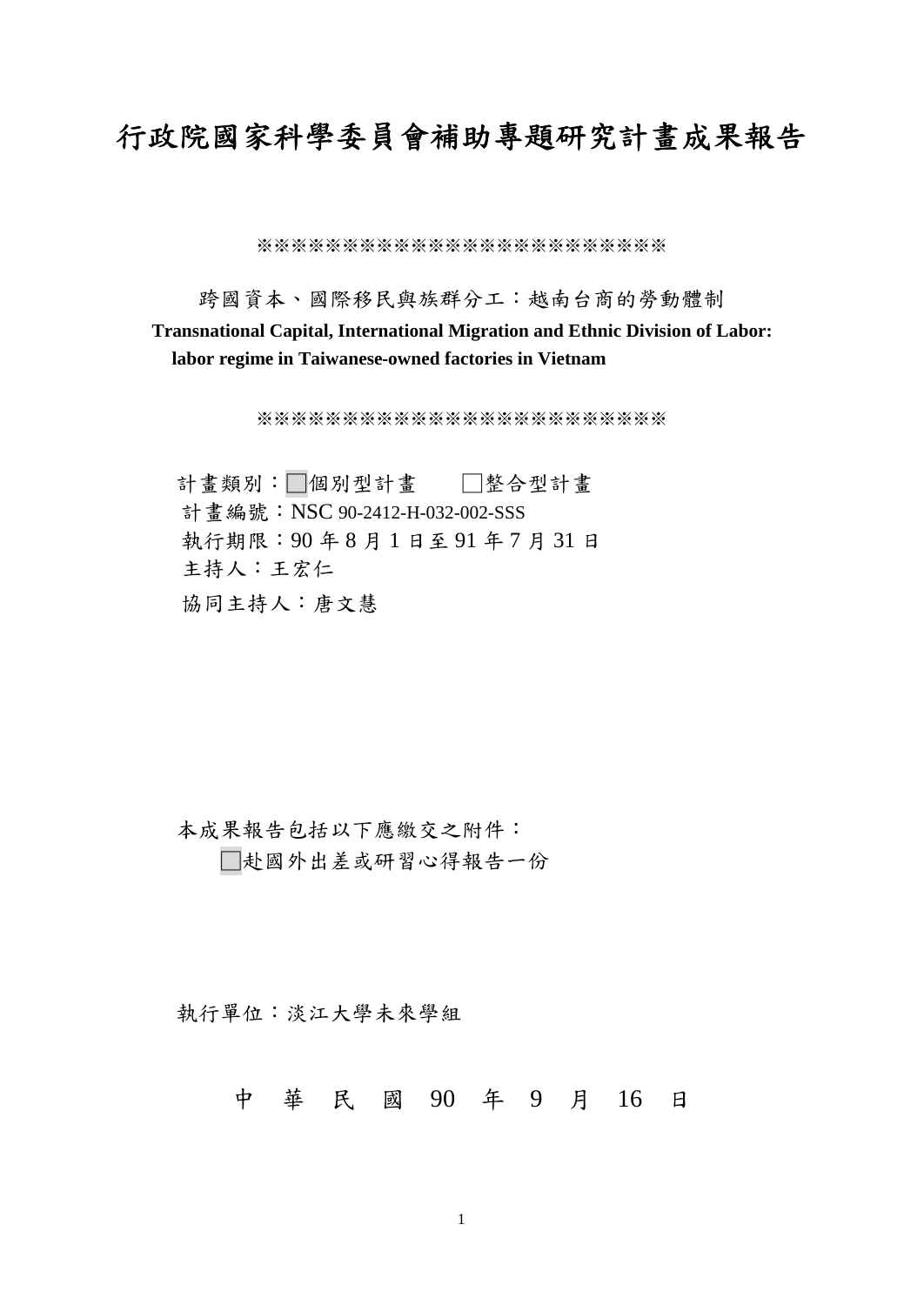# 行政院國家科學委員會補助專題研究計畫成果報告

※※※※※※※※※※※※※※※※※※※※※※※※※

跨國資本、國際移民與族群分工：越南台商的勞動體制

**Transnational Capital, International Migration and Ethnic Division of Labor: labor regime in Taiwanese-owned factories in Vietnam**

※※※※※※※※※※※※※※※※※※※※※※※※※

計畫類別：☐個別型計畫　　☐整合型計畫

計畫編號：NSC 90-2412-H-032-002-SSS

執行期限：90 年 8 月 1 日至 91 年 7 月 31 日

主持人：王宏仁

協同主持人：唐文慧

本成果報告包括以下應繳交之附件：

☐赴國外出差或研習心得報告一份

執行單位：淡江大學未來學組

中　華　民　國　90　年　9　月　16　日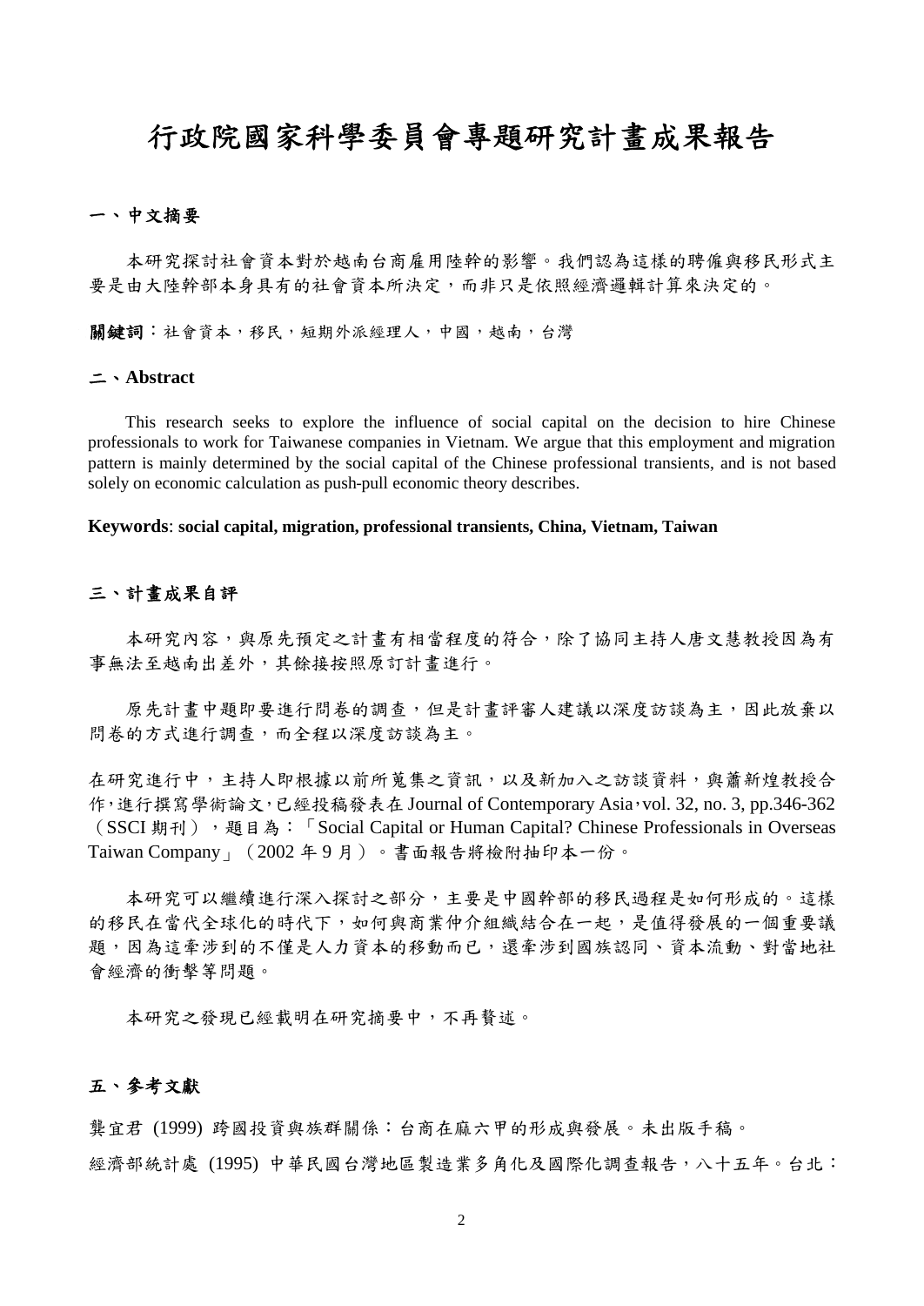# 行政院國家科學委員會專題研究計畫成果報告

## 一、中文摘要

本研究探討社會資本對於越南台商雇用陸幹的影響。我們認為這樣的聘僱與移民形式主要是由大陸幹部本身具有的社會資本所決定，而非只是依照經濟邏輯計算來決定的。

**關鍵詞**：社會資本，移民，短期外派經理人，中國，越南，台灣

## 二、Abstract

This research seeks to explore the influence of social capital on the decision to hire Chinese professionals to work for Taiwanese companies in Vietnam. We argue that this employment and migration pattern is mainly determined by the social capital of the Chinese professional transients, and is not based solely on economic calculation as push-pull economic theory describes.

**Keywords**: **social capital, migration, professional transients, China, Vietnam, Taiwan**

## 三、計畫成果自評

本研究內容，與原先預定之計畫有相當程度的符合，除了協同主持人唐文慧教授因為有事無法至越南出差外，其餘接按照原訂計畫進行。

原先計畫中題即要進行問卷的調查，但是計畫評審人建議以深度訪談為主，因此放棄以問卷的方式進行調查，而全程以深度訪談為主。

在研究進行中，主持人即根據以前所蒐集之資訊，以及新加入之訪談資料，與蕭新煌教授合作，進行撰寫學術論文，已經投稿發表在 Journal of Contemporary Asia，vol. 32, no. 3, pp.346-362（SSCI 期刊），題目為：「Social Capital or Human Capital? Chinese Professionals in Overseas Taiwan Company」（2002 年 9 月）。書面報告將檢附抽印本一份。

本研究可以繼續進行深入探討之部分，主要是中國幹部的移民過程是如何形成的。這樣的移民在當代全球化的時代下，如何與商業仲介組織結合在一起，是值得發展的一個重要議題，因為這牽涉到的不僅是人力資本的移動而已，還牽涉到國族認同、資本流動、對當地社會經濟的衝擊等問題。

本研究之發現已經載明在研究摘要中，不再贅述。

## 五、參考文獻

龔宜君 (1999) 跨國投資與族群關係：台商在麻六甲的形成與發展。未出版手稿。

經濟部統計處 (1995) 中華民國台灣地區製造業多角化及國際化調查報告，八十五年。台北：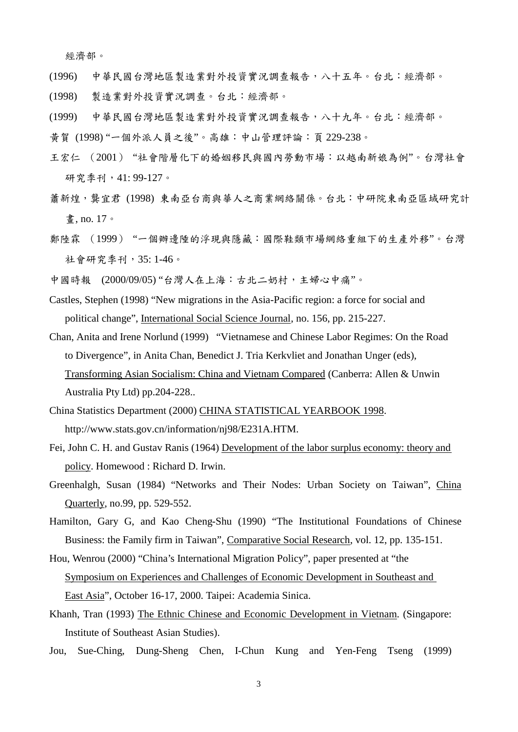經濟部。

(1996) 中華民國台灣地區製造業對外投資實況調查報告，八十五年。台北：經濟部。

(1998) 製造業對外投資實況調查。台北：經濟部。

(1999) 中華民國台灣地區製造業對外投資實況調查報告，八十九年。台北：經濟部。

黃賀 (1998) "一個外派人員之後"。高雄：中山管理評論：頁 229-238。

王宏仁 （2001） "社會階層化下的婚姻移民與國內勞動市場：以越南新娘為例"。台灣社會研究季刊，41: 99-127。

蕭新煌，龔宜君 (1998) 東南亞台商與華人之商業網絡關係。台北：中研院東南亞區域研究計畫, no. 17。

鄭陸霖 （1999） "一個辦邊陲的浮現與隱藏：國際鞋類市場網絡重組下的生產外移"。台灣社會研究季刊，35: 1-46。

中國時報 (2000/09/05) "台灣人在上海：古北二奶村，主婦心中痛"。

Castles, Stephen (1998) "New migrations in the Asia-Pacific region: a force for social and political change", International Social Science Journal, no. 156, pp. 215-227.

Chan, Anita and Irene Norlund (1999) "Vietnamese and Chinese Labor Regimes: On the Road to Divergence", in Anita Chan, Benedict J. Tria Kerkvliet and Jonathan Unger (eds), Transforming Asian Socialism: China and Vietnam Compared (Canberra: Allen & Unwin Australia Pty Ltd) pp.204-228..

China Statistics Department (2000) CHINA STATISTICAL YEARBOOK 1998. http://www.stats.gov.cn/information/nj98/E231A.HTM.

Fei, John C. H. and Gustav Ranis (1964) Development of the labor surplus economy: theory and policy. Homewood : Richard D. Irwin.

Greenhalgh, Susan (1984) "Networks and Their Nodes: Urban Society on Taiwan", China Quarterly, no.99, pp. 529-552.

Hamilton, Gary G, and Kao Cheng-Shu (1990) "The Institutional Foundations of Chinese Business: the Family firm in Taiwan", Comparative Social Research, vol. 12, pp. 135-151.

Hou, Wenrou (2000) "China's International Migration Policy", paper presented at "the Symposium on Experiences and Challenges of Economic Development in Southeast and East Asia", October 16-17, 2000. Taipei: Academia Sinica.

Khanh, Tran (1993) The Ethnic Chinese and Economic Development in Vietnam. (Singapore: Institute of Southeast Asian Studies).

Jou, Sue-Ching, Dung-Sheng Chen, I-Chun Kung and Yen-Feng Tseng (1999)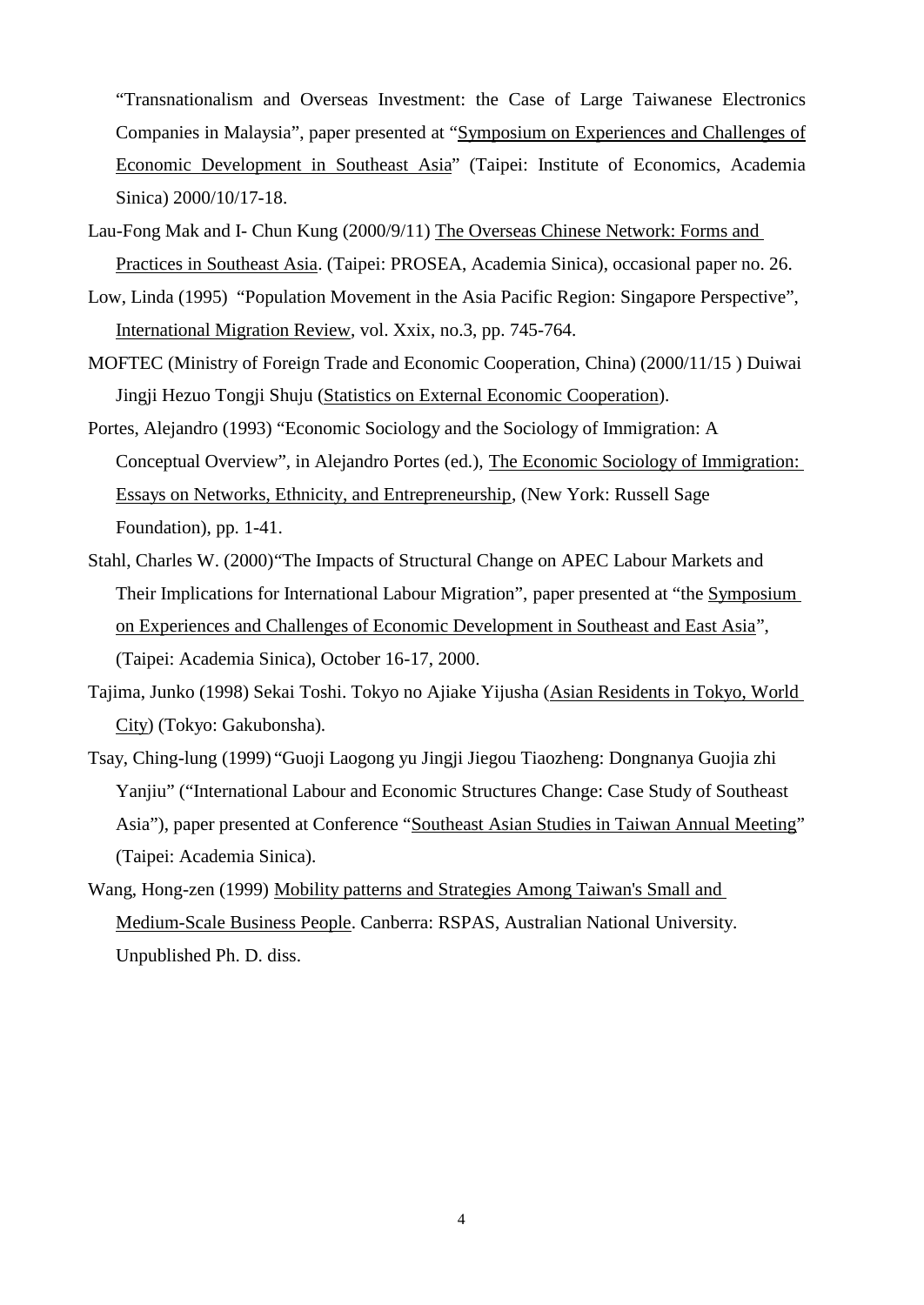"Transnationalism and Overseas Investment: the Case of Large Taiwanese Electronics Companies in Malaysia", paper presented at "Symposium on Experiences and Challenges of Economic Development in Southeast Asia" (Taipei: Institute of Economics, Academia Sinica) 2000/10/17-18.

Lau-Fong Mak and I- Chun Kung (2000/9/11) The Overseas Chinese Network: Forms and Practices in Southeast Asia. (Taipei: PROSEA, Academia Sinica), occasional paper no. 26.

Low, Linda (1995) "Population Movement in the Asia Pacific Region: Singapore Perspective", International Migration Review, vol. Xxix, no.3, pp. 745-764.

MOFTEC (Ministry of Foreign Trade and Economic Cooperation, China) (2000/11/15 ) Duiwai Jingji Hezuo Tongji Shuju (Statistics on External Economic Cooperation).

Portes, Alejandro (1993) "Economic Sociology and the Sociology of Immigration: A Conceptual Overview", in Alejandro Portes (ed.), The Economic Sociology of Immigration: Essays on Networks, Ethnicity, and Entrepreneurship, (New York: Russell Sage Foundation), pp. 1-41.

Stahl, Charles W. (2000)"The Impacts of Structural Change on APEC Labour Markets and Their Implications for International Labour Migration", paper presented at "the Symposium on Experiences and Challenges of Economic Development in Southeast and East Asia", (Taipei: Academia Sinica), October 16-17, 2000.

Tajima, Junko (1998) Sekai Toshi. Tokyo no Ajiake Yijusha (Asian Residents in Tokyo, World City) (Tokyo: Gakubonsha).

Tsay, Ching-lung (1999) "Guoji Laogong yu Jingji Jiegou Tiaozheng: Dongnanya Guojia zhi Yanjiu" ("International Labour and Economic Structures Change: Case Study of Southeast Asia"), paper presented at Conference "Southeast Asian Studies in Taiwan Annual Meeting" (Taipei: Academia Sinica).

Wang, Hong-zen (1999) Mobility patterns and Strategies Among Taiwan's Small and Medium-Scale Business People. Canberra: RSPAS, Australian National University. Unpublished Ph. D. diss.